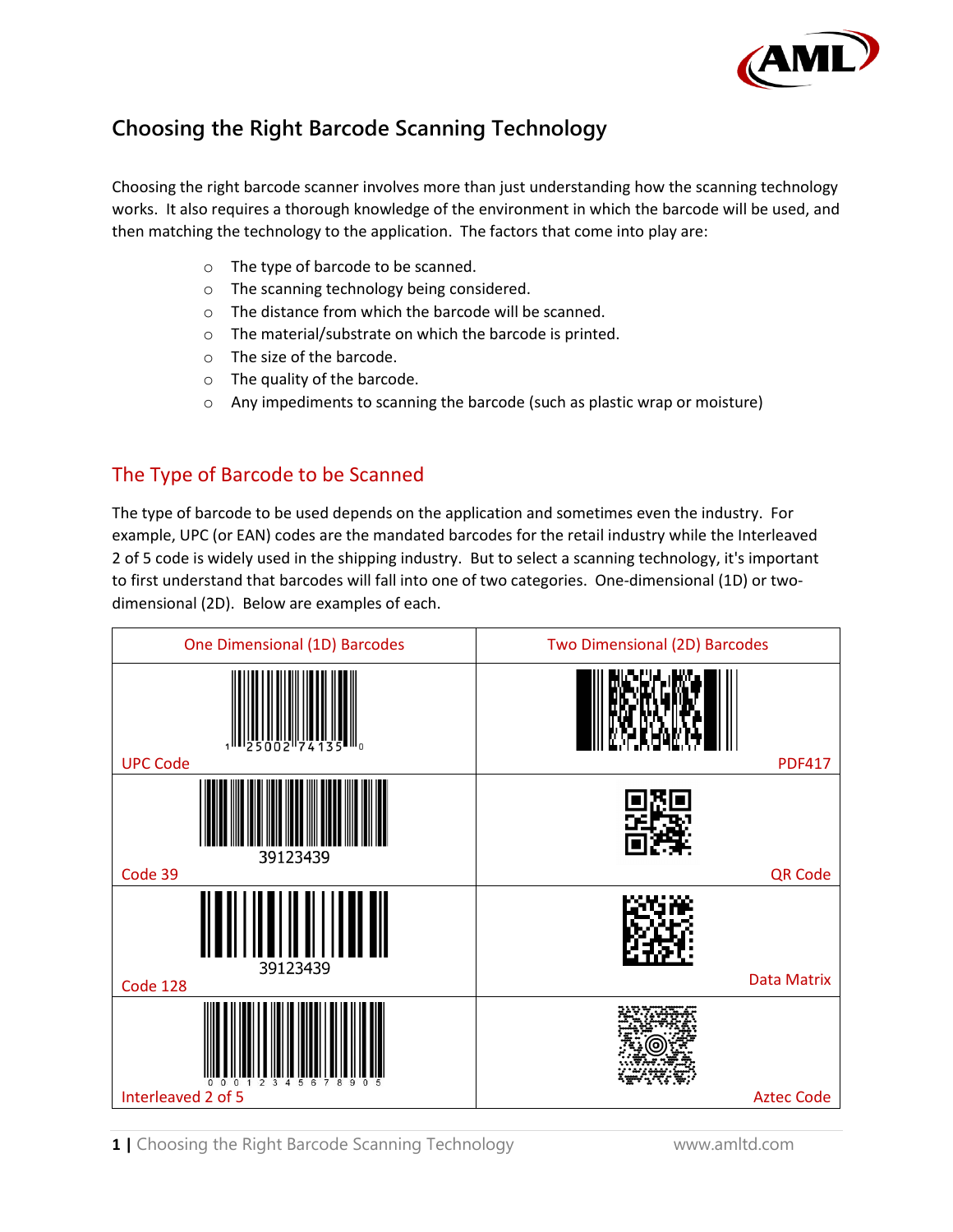# Choosing the Right Barcode Scanning Technology

Choosing the right barcode scanner involves more than just understanding how the scanning technology works. It also requires a thorough knowledge of the environment in which the barcode will be used, and then matching the technology to the application. The factors that come into play are:

- The type of barcode to be scanned.
- The scanning technology being considered.
- The distance from which the barcode will be scanned.
- The material/substrate on which the barcode is printed.
- The size of the barcode.
- The quality of the barcode.
- Any impediments to scanning the barcode (such as plastic wrap or moisture)

## The Type of Barcode to be Scanned

The type of barcode to be used depends on the application and sometimes even the industry. For example, UPC (or EAN) codes are the mandated barcodes for the retail industry while the Interleaved 2 of 5 code is widely used in the shipping industry. But to select a scanning technology, it's important to first understand that barcodes will fall into one of two categories. One-dimensional (1D) or two-dimensional (2D). Below are examples of each.

| One Dimensional (1D) Barcodes | Two Dimensional (2D) Barcodes |
| --- | --- |
| 1 25002 74135 0<br>UPC Code | PDF417 |
| 39123439<br>Code 39 | QR Code |
| 39123439<br>Code 128 | Data Matrix |
| 0 0 0 1 2 3 4 5 6 7 8 9 0 5<br>Interleaved 2 of 5 | Aztec Code |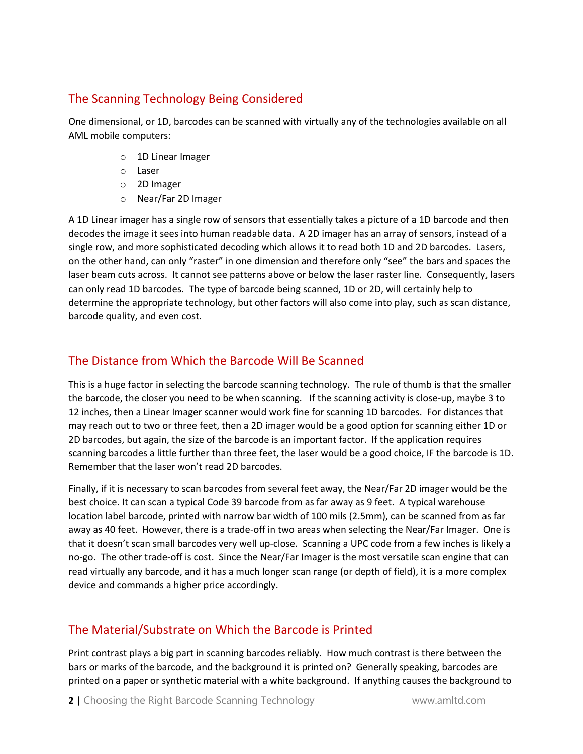## The Scanning Technology Being Considered

One dimensional, or 1D, barcodes can be scanned with virtually any of the technologies available on all AML mobile computers:

- 1D Linear Imager
- Laser
- 2D Imager
- Near/Far 2D Imager

A 1D Linear imager has a single row of sensors that essentially takes a picture of a 1D barcode and then decodes the image it sees into human readable data. A 2D imager has an array of sensors, instead of a single row, and more sophisticated decoding which allows it to read both 1D and 2D barcodes. Lasers, on the other hand, can only "raster" in one dimension and therefore only "see" the bars and spaces the laser beam cuts across. It cannot see patterns above or below the laser raster line. Consequently, lasers can only read 1D barcodes. The type of barcode being scanned, 1D or 2D, will certainly help to determine the appropriate technology, but other factors will also come into play, such as scan distance, barcode quality, and even cost.

## The Distance from Which the Barcode Will Be Scanned

This is a huge factor in selecting the barcode scanning technology. The rule of thumb is that the smaller the barcode, the closer you need to be when scanning. If the scanning activity is close-up, maybe 3 to 12 inches, then a Linear Imager scanner would work fine for scanning 1D barcodes. For distances that may reach out to two or three feet, then a 2D imager would be a good option for scanning either 1D or 2D barcodes, but again, the size of the barcode is an important factor. If the application requires scanning barcodes a little further than three feet, the laser would be a good choice, IF the barcode is 1D. Remember that the laser won't read 2D barcodes.

Finally, if it is necessary to scan barcodes from several feet away, the Near/Far 2D imager would be the best choice. It can scan a typical Code 39 barcode from as far away as 9 feet. A typical warehouse location label barcode, printed with narrow bar width of 100 mils (2.5mm), can be scanned from as far away as 40 feet. However, there is a trade-off in two areas when selecting the Near/Far Imager. One is that it doesn't scan small barcodes very well up-close. Scanning a UPC code from a few inches is likely a no-go. The other trade-off is cost. Since the Near/Far Imager is the most versatile scan engine that can read virtually any barcode, and it has a much longer scan range (or depth of field), it is a more complex device and commands a higher price accordingly.

## The Material/Substrate on Which the Barcode is Printed

Print contrast plays a big part in scanning barcodes reliably. How much contrast is there between the bars or marks of the barcode, and the background it is printed on? Generally speaking, barcodes are printed on a paper or synthetic material with a white background. If anything causes the background to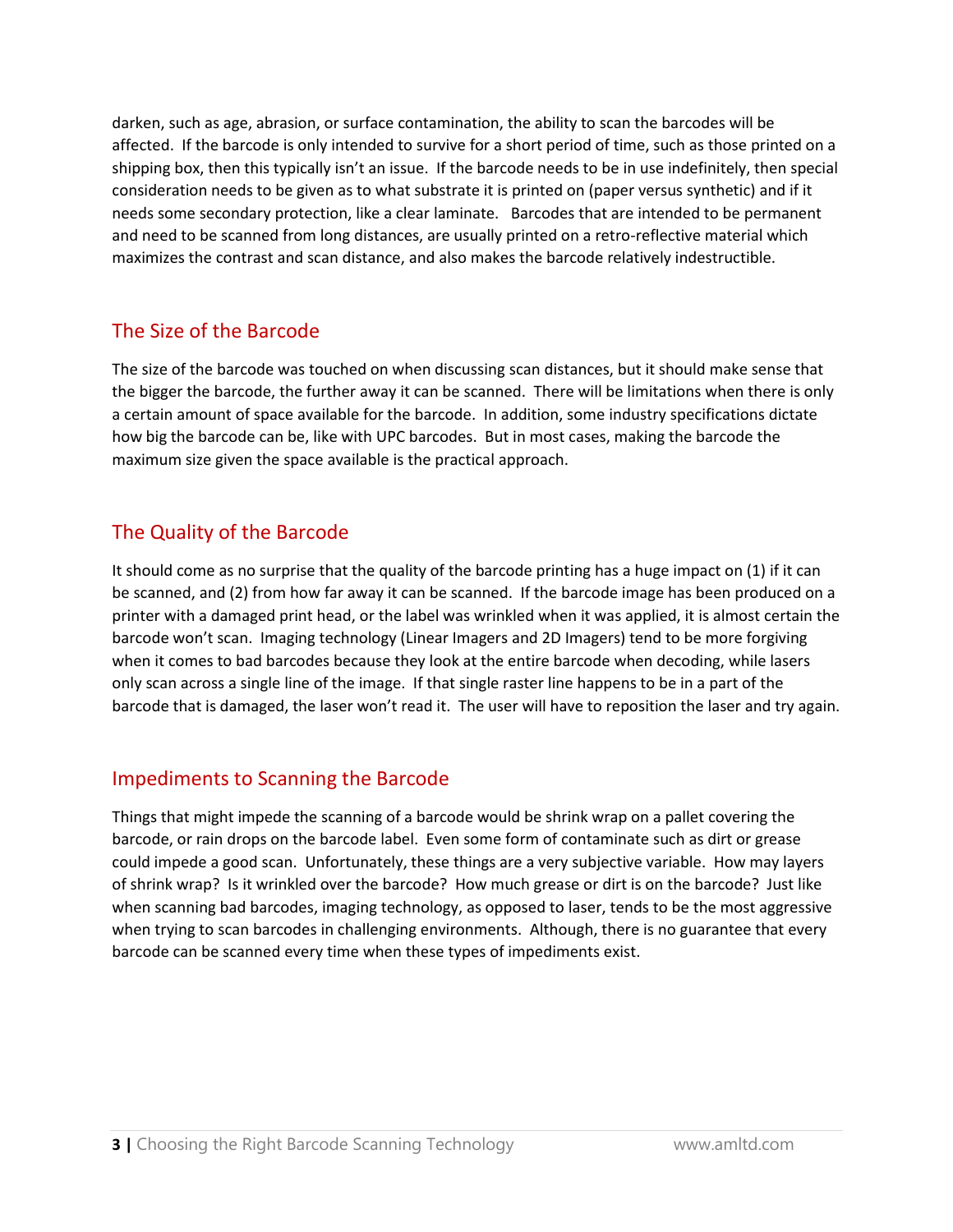darken, such as age, abrasion, or surface contamination, the ability to scan the barcodes will be affected. If the barcode is only intended to survive for a short period of time, such as those printed on a shipping box, then this typically isn't an issue. If the barcode needs to be in use indefinitely, then special consideration needs to be given as to what substrate it is printed on (paper versus synthetic) and if it needs some secondary protection, like a clear laminate. Barcodes that are intended to be permanent and need to be scanned from long distances, are usually printed on a retro-reflective material which maximizes the contrast and scan distance, and also makes the barcode relatively indestructible.

## The Size of the Barcode

The size of the barcode was touched on when discussing scan distances, but it should make sense that the bigger the barcode, the further away it can be scanned. There will be limitations when there is only a certain amount of space available for the barcode. In addition, some industry specifications dictate how big the barcode can be, like with UPC barcodes. But in most cases, making the barcode the maximum size given the space available is the practical approach.

## The Quality of the Barcode

It should come as no surprise that the quality of the barcode printing has a huge impact on (1) if it can be scanned, and (2) from how far away it can be scanned. If the barcode image has been produced on a printer with a damaged print head, or the label was wrinkled when it was applied, it is almost certain the barcode won't scan. Imaging technology (Linear Imagers and 2D Imagers) tend to be more forgiving when it comes to bad barcodes because they look at the entire barcode when decoding, while lasers only scan across a single line of the image. If that single raster line happens to be in a part of the barcode that is damaged, the laser won't read it. The user will have to reposition the laser and try again.

## Impediments to Scanning the Barcode

Things that might impede the scanning of a barcode would be shrink wrap on a pallet covering the barcode, or rain drops on the barcode label. Even some form of contaminate such as dirt or grease could impede a good scan. Unfortunately, these things are a very subjective variable. How may layers of shrink wrap? Is it wrinkled over the barcode? How much grease or dirt is on the barcode? Just like when scanning bad barcodes, imaging technology, as opposed to laser, tends to be the most aggressive when trying to scan barcodes in challenging environments. Although, there is no guarantee that every barcode can be scanned every time when these types of impediments exist.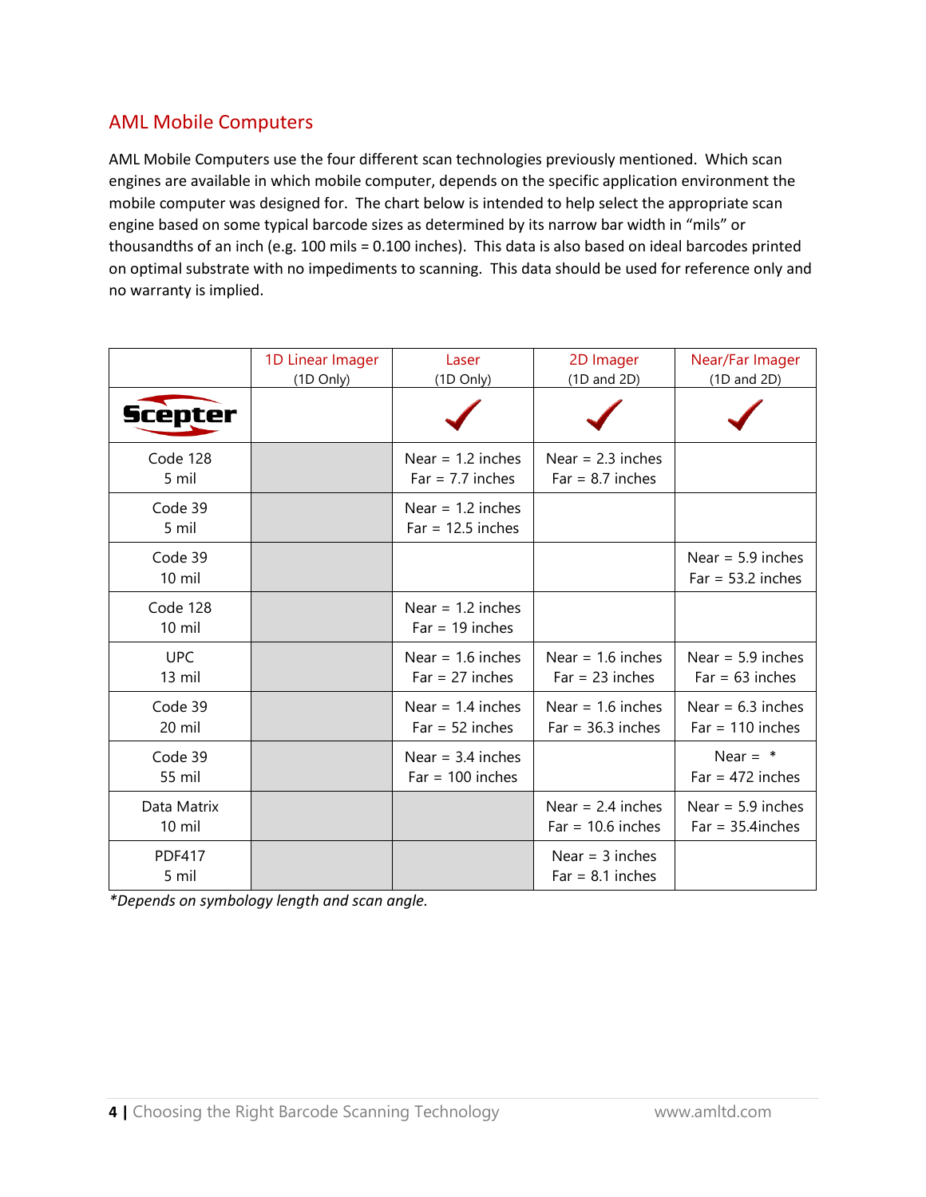## AML Mobile Computers

AML Mobile Computers use the four different scan technologies previously mentioned. Which scan engines are available in which mobile computer, depends on the specific application environment the mobile computer was designed for. The chart below is intended to help select the appropriate scan engine based on some typical barcode sizes as determined by its narrow bar width in "mils" or thousandths of an inch (e.g. 100 mils = 0.100 inches). This data is also based on ideal barcodes printed on optimal substrate with no impediments to scanning. This data should be used for reference only and no warranty is implied.

| | 1D Linear Imager (1D Only) | Laser (1D Only) | 2D Imager (1D and 2D) | Near/Far Imager (1D and 2D) |
|---|---|---|---|---|
| Scepter | | ✔ | ✔ | ✔ |
| Code 128 5 mil | | Near = 1.2 inches Far = 7.7 inches | Near = 2.3 inches Far = 8.7 inches | |
| Code 39 5 mil | | Near = 1.2 inches Far = 12.5 inches | | |
| Code 39 10 mil | | | | Near = 5.9 inches Far = 53.2 inches |
| Code 128 10 mil | | Near = 1.2 inches Far = 19 inches | | |
| UPC 13 mil | | Near = 1.6 inches Far = 27 inches | Near = 1.6 inches Far = 23 inches | Near = 5.9 inches Far = 63 inches |
| Code 39 20 mil | | Near = 1.4 inches Far = 52 inches | Near = 1.6 inches Far = 36.3 inches | Near = 6.3 inches Far = 110 inches |
| Code 39 55 mil | | Near = 3.4 inches Far = 100 inches | | Near = * Far = 472 inches |
| Data Matrix 10 mil | | | Near = 2.4 inches Far = 10.6 inches | Near = 5.9 inches Far = 35.4inches |
| PDF417 5 mil | | | Near = 3 inches Far = 8.1 inches | |

*\*Depends on symbology length and scan angle.*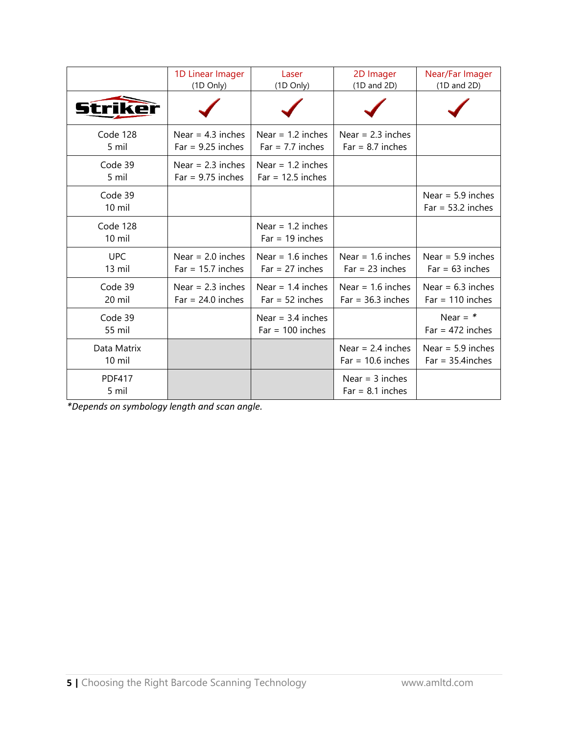| | 1D Linear Imager (1D Only) | Laser (1D Only) | 2D Imager (1D and 2D) | Near/Far Imager (1D and 2D) |
|---|---|---|---|---|
| Striker | ✓ | ✓ | ✓ | ✓ |
| Code 128 5 mil | Near = 4.3 inches Far = 9.25 inches | Near = 1.2 inches Far = 7.7 inches | Near = 2.3 inches Far = 8.7 inches | |
| Code 39 5 mil | Near = 2.3 inches Far = 9.75 inches | Near = 1.2 inches Far = 12.5 inches | | |
| Code 39 10 mil | | | | Near = 5.9 inches Far = 53.2 inches |
| Code 128 10 mil | | Near = 1.2 inches Far = 19 inches | | |
| UPC 13 mil | Near = 2.0 inches Far = 15.7 inches | Near = 1.6 inches Far = 27 inches | Near = 1.6 inches Far = 23 inches | Near = 5.9 inches Far = 63 inches |
| Code 39 20 mil | Near = 2.3 inches Far = 24.0 inches | Near = 1.4 inches Far = 52 inches | Near = 1.6 inches Far = 36.3 inches | Near = 6.3 inches Far = 110 inches |
| Code 39 55 mil | | Near = 3.4 inches Far = 100 inches | | Near = * Far = 472 inches |
| Data Matrix 10 mil | | | Near = 2.4 inches Far = 10.6 inches | Near = 5.9 inches Far = 35.4inches |
| PDF417 5 mil | | | Near = 3 inches Far = 8.1 inches | |

*\*Depends on symbology length and scan angle.*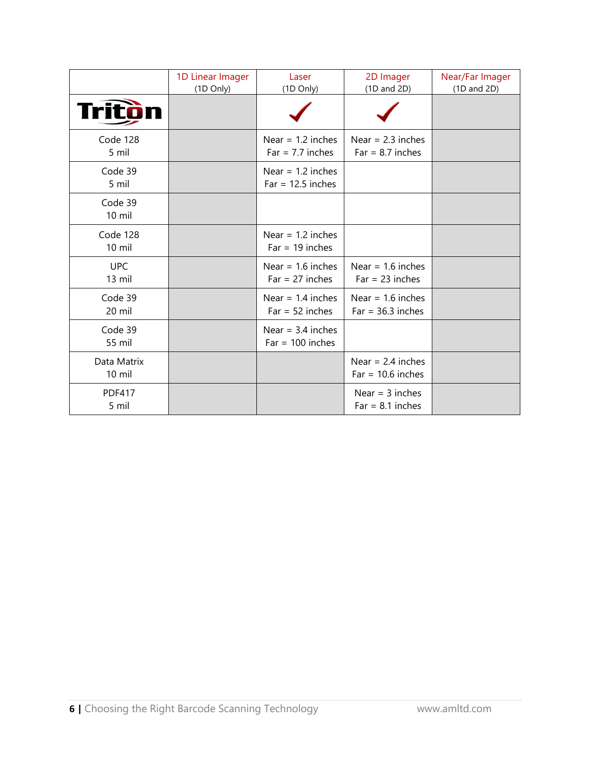| | 1D Linear Imager (1D Only) | Laser (1D Only) | 2D Imager (1D and 2D) | Near/Far Imager (1D and 2D) |
|---|---|---|---|---|
| Triton | | ✓ | ✓ | |
| Code 128 5 mil | | Near = 1.2 inches Far = 7.7 inches | Near = 2.3 inches Far = 8.7 inches | |
| Code 39 5 mil | | Near = 1.2 inches Far = 12.5 inches | | |
| Code 39 10 mil | | | | |
| Code 128 10 mil | | Near = 1.2 inches Far = 19 inches | | |
| UPC 13 mil | | Near = 1.6 inches Far = 27 inches | Near = 1.6 inches Far = 23 inches | |
| Code 39 20 mil | | Near = 1.4 inches Far = 52 inches | Near = 1.6 inches Far = 36.3 inches | |
| Code 39 55 mil | | Near = 3.4 inches Far = 100 inches | | |
| Data Matrix 10 mil | | | Near = 2.4 inches Far = 10.6 inches | |
| PDF417 5 mil | | | Near = 3 inches Far = 8.1 inches | |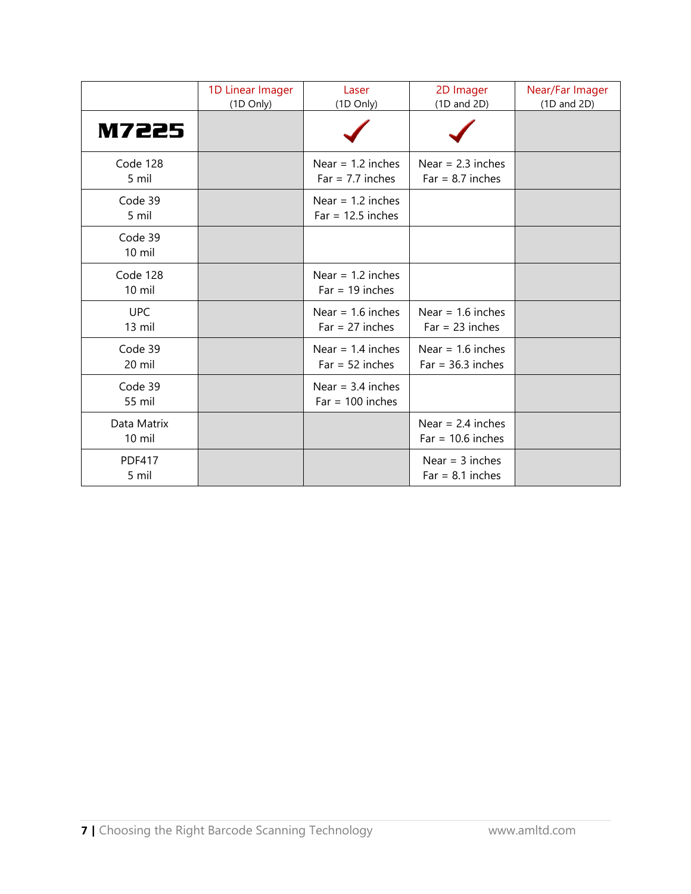| | 1D Linear Imager (1D Only) | Laser (1D Only) | 2D Imager (1D and 2D) | Near/Far Imager (1D and 2D) |
|---|---|---|---|---|
| **M7225** | | ✓ | ✓ | |
| Code 128 5 mil | | Near = 1.2 inches Far = 7.7 inches | Near = 2.3 inches Far = 8.7 inches | |
| Code 39 5 mil | | Near = 1.2 inches Far = 12.5 inches | | |
| Code 39 10 mil | | | | |
| Code 128 10 mil | | Near = 1.2 inches Far = 19 inches | | |
| UPC 13 mil | | Near = 1.6 inches Far = 27 inches | Near = 1.6 inches Far = 23 inches | |
| Code 39 20 mil | | Near = 1.4 inches Far = 52 inches | Near = 1.6 inches Far = 36.3 inches | |
| Code 39 55 mil | | Near = 3.4 inches Far = 100 inches | | |
| Data Matrix 10 mil | | | Near = 2.4 inches Far = 10.6 inches | |
| PDF417 5 mil | | | Near = 3 inches Far = 8.1 inches | |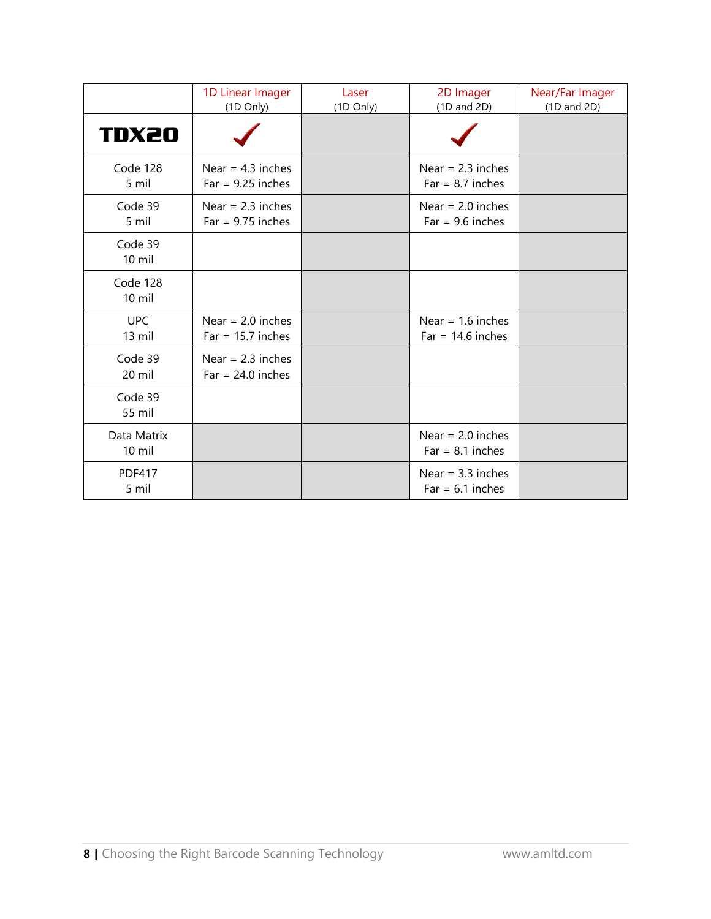| | 1D Linear Imager (1D Only) | Laser (1D Only) | 2D Imager (1D and 2D) | Near/Far Imager (1D and 2D) |
|---|---|---|---|---|
| TDX20 | ✓ | | ✓ | |
| Code 128 5 mil | Near = 4.3 inches Far = 9.25 inches | | Near = 2.3 inches Far = 8.7 inches | |
| Code 39 5 mil | Near = 2.3 inches Far = 9.75 inches | | Near = 2.0 inches Far = 9.6 inches | |
| Code 39 10 mil | | | | |
| Code 128 10 mil | | | | |
| UPC 13 mil | Near = 2.0 inches Far = 15.7 inches | | Near = 1.6 inches Far = 14.6 inches | |
| Code 39 20 mil | Near = 2.3 inches Far = 24.0 inches | | | |
| Code 39 55 mil | | | | |
| Data Matrix 10 mil | | | Near = 2.0 inches Far = 8.1 inches | |
| PDF417 5 mil | | | Near = 3.3 inches Far = 6.1 inches | |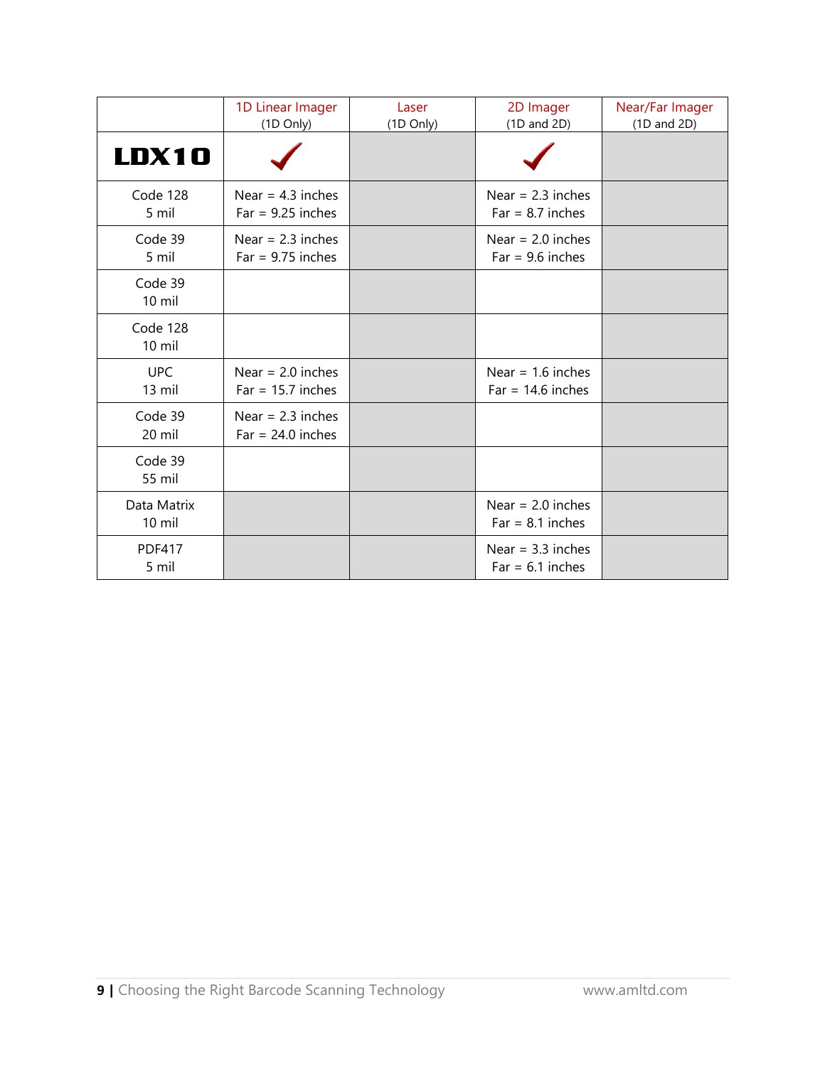| | 1D Linear Imager (1D Only) | Laser (1D Only) | 2D Imager (1D and 2D) | Near/Far Imager (1D and 2D) |
|---|---|---|---|---|
| **LDX10** | ✓ | | ✓ | |
| Code 128 5 mil | Near = 4.3 inches Far = 9.25 inches | | Near = 2.3 inches Far = 8.7 inches | |
| Code 39 5 mil | Near = 2.3 inches Far = 9.75 inches | | Near = 2.0 inches Far = 9.6 inches | |
| Code 39 10 mil | | | | |
| Code 128 10 mil | | | | |
| UPC 13 mil | Near = 2.0 inches Far = 15.7 inches | | Near = 1.6 inches Far = 14.6 inches | |
| Code 39 20 mil | Near = 2.3 inches Far = 24.0 inches | | | |
| Code 39 55 mil | | | | |
| Data Matrix 10 mil | | | Near = 2.0 inches Far = 8.1 inches | |
| PDF417 5 mil | | | Near = 3.3 inches Far = 6.1 inches | |